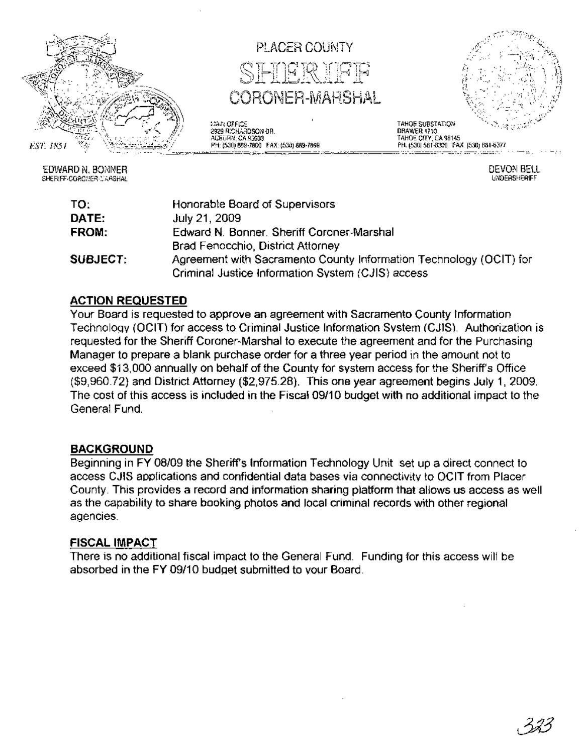PLACER COUNTY

# SHERIFF

CORONER-MARSHAL

MAIN OFFICE
2929 RICHARDSON DR.
AUBURN, CA 95603
PH: (530) 889-7800 FAX: (530) 889-7899

TAHOE SUBSTATION
DRAWER 1710
TAHOE CITY, CA 96145
PH: (530) 581-6300 FAX: (530) 581-6377

EST. 1851

EDWARD N. BONNER
SHERIFF-CORONER-MARSHAL

DEVON BELL
UNDERSHERIFF

**TO:** Honorable Board of Supervisors

**DATE:** July 21, 2009

**FROM:** Edward N. Bonner, Sheriff Coroner-Marshal
Brad Fenocchio, District Attorney

**SUBJECT:** Agreement with Sacramento County Information Technology (OCIT) for Criminal Justice Information System (CJIS) access

## ACTION REQUESTED

Your Board is requested to approve an agreement with Sacramento County Information Technology (OCIT) for access to Criminal Justice Information System (CJIS). Authorization is requested for the Sheriff Coroner-Marshal to execute the agreement and for the Purchasing Manager to prepare a blank purchase order for a three year period in the amount not to exceed $13,000 annually on behalf of the County for system access for the Sheriff's Office ($9,960.72) and District Attorney ($2,975.28). This one year agreement begins July 1, 2009. The cost of this access is included in the Fiscal 09/10 budget with no additional impact to the General Fund.

## BACKGROUND

Beginning in FY 08/09 the Sheriff's Information Technology Unit set up a direct connect to access CJIS applications and confidential data bases via connectivity to OCIT from Placer County. This provides a record and information sharing platform that allows us access as well as the capability to share booking photos and local criminal records with other regional agencies.

## FISCAL IMPACT

There is no additional fiscal impact to the General Fund. Funding for this access will be absorbed in the FY 09/10 budget submitted to your Board.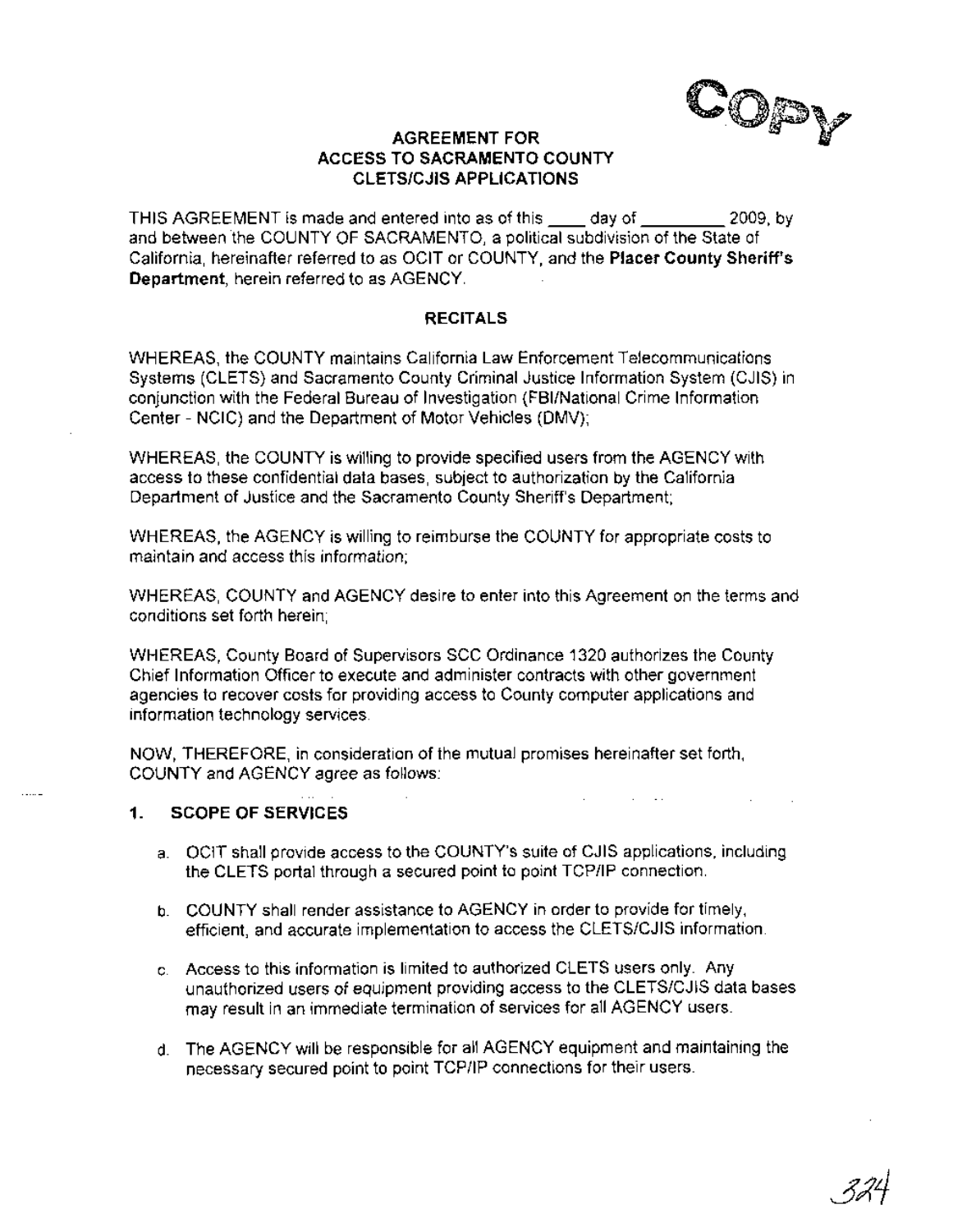COPY

**AGREEMENT FOR
ACCESS TO SACRAMENTO COUNTY
CLETS/CJIS APPLICATIONS**

THIS AGREEMENT is made and entered into as of this ____ day of _________ 2009, by and between the COUNTY OF SACRAMENTO, a political subdivision of the State of California, hereinafter referred to as OCIT or COUNTY, and the **Placer County Sheriff's Department**, herein referred to as AGENCY.

**RECITALS**

WHEREAS, the COUNTY maintains California Law Enforcement Telecommunications Systems (CLETS) and Sacramento County Criminal Justice Information System (CJIS) in conjunction with the Federal Bureau of Investigation (FBI/National Crime Information Center - NCIC) and the Department of Motor Vehicles (DMV);

WHEREAS, the COUNTY is willing to provide specified users from the AGENCY with access to these confidential data bases, subject to authorization by the California Department of Justice and the Sacramento County Sheriff's Department;

WHEREAS, the AGENCY is willing to reimburse the COUNTY for appropriate costs to maintain and access this information;

WHEREAS, COUNTY and AGENCY desire to enter into this Agreement on the terms and conditions set forth herein;

WHEREAS, County Board of Supervisors SCC Ordinance 1320 authorizes the County Chief Information Officer to execute and administer contracts with other government agencies to recover costs for providing access to County computer applications and information technology services.

NOW, THEREFORE, in consideration of the mutual promises hereinafter set forth, COUNTY and AGENCY agree as follows:

**1. SCOPE OF SERVICES**

a. OCIT shall provide access to the COUNTY's suite of CJIS applications, including the CLETS portal through a secured point to point TCP/IP connection.

b. COUNTY shall render assistance to AGENCY in order to provide for timely, efficient, and accurate implementation to access the CLETS/CJIS information.

c. Access to this information is limited to authorized CLETS users only. Any unauthorized users of equipment providing access to the CLETS/CJIS data bases may result in an immediate termination of services for all AGENCY users.

d. The AGENCY will be responsible for all AGENCY equipment and maintaining the necessary secured point to point TCP/IP connections for their users.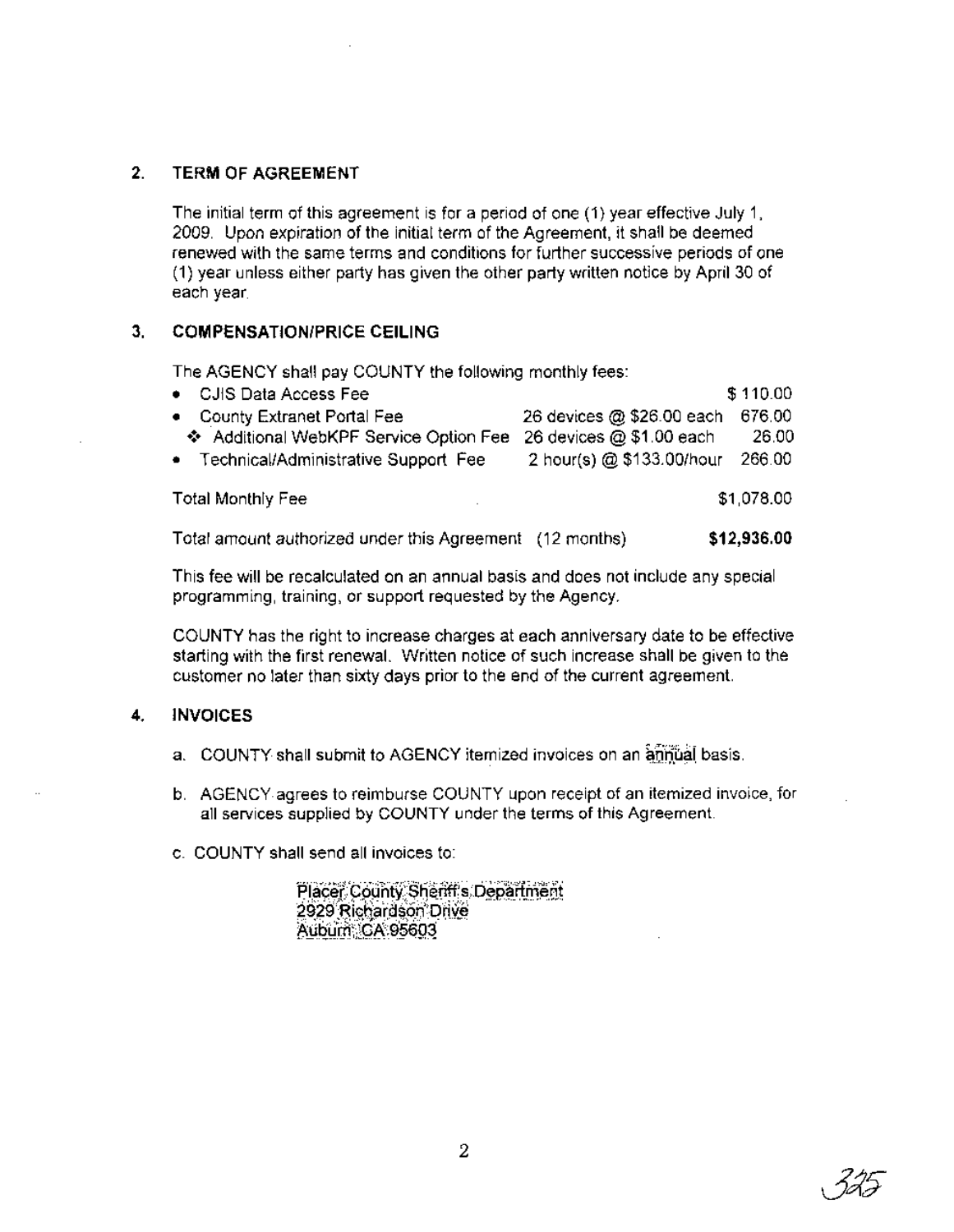## 2. TERM OF AGREEMENT

The initial term of this agreement is for a period of one (1) year effective July 1, 2009. Upon expiration of the initial term of the Agreement, it shall be deemed renewed with the same terms and conditions for further successive periods of one (1) year unless either party has given the other party written notice by April 30 of each year.

## 3. COMPENSATION/PRICE CEILING

The AGENCY shall pay COUNTY the following monthly fees:

| | | |
|---|---|---|
| • CJIS Data Access Fee | | $ 110.00 |
| • County Extranet Portal Fee | 26 devices @ $26.00 each | 676.00 |
| ❖ Additional WebKPF Service Option Fee | 26 devices @ $1.00 each | 26.00 |
| • Technical/Administrative Support Fee | 2 hour(s) @ $133.00/hour | 266.00 |
| Total Monthly Fee | | $1,078.00 |
| Total amount authorized under this Agreement (12 months) | | **$12,936.00** |

This fee will be recalculated on an annual basis and does not include any special programming, training, or support requested by the Agency.

COUNTY has the right to increase charges at each anniversary date to be effective starting with the first renewal. Written notice of such increase shall be given to the customer no later than sixty days prior to the end of the current agreement.

## 4. INVOICES

a. COUNTY shall submit to AGENCY itemized invoices on an annual basis.

b. AGENCY agrees to reimburse COUNTY upon receipt of an itemized invoice, for all services supplied by COUNTY under the terms of this Agreement.

c. COUNTY shall send all invoices to:

Placer County Sheriff's Department
2929 Richardson Drive
Auburn, CA 95603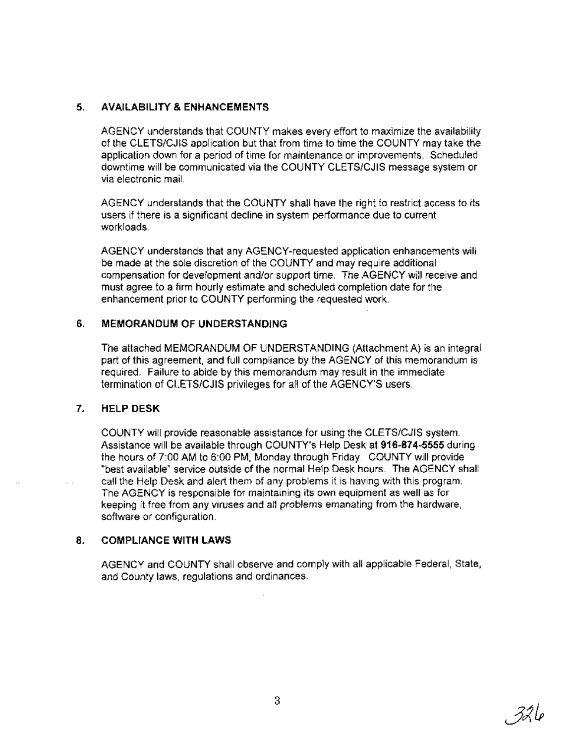## 5. AVAILABILITY & ENHANCEMENTS

AGENCY understands that COUNTY makes every effort to maximize the availability of the CLETS/CJIS application but that from time to time the COUNTY may take the application down for a period of time for maintenance or improvements. Scheduled downtime will be communicated via the COUNTY CLETS/CJIS message system or via electronic mail.

AGENCY understands that the COUNTY shall have the right to restrict access to its users if there is a significant decline in system performance due to current workloads.

AGENCY understands that any AGENCY-requested application enhancements will be made at the sole discretion of the COUNTY and may require additional compensation for development and/or support time. The AGENCY will receive and must agree to a firm hourly estimate and scheduled completion date for the enhancement prior to COUNTY performing the requested work.

## 6. MEMORANDUM OF UNDERSTANDING

The attached MEMORANDUM OF UNDERSTANDING (Attachment A) is an integral part of this agreement, and full compliance by the AGENCY of this memorandum is required. Failure to abide by this memorandum may result in the immediate termination of CLETS/CJIS privileges for all of the AGENCY'S users.

## 7. HELP DESK

COUNTY will provide reasonable assistance for using the CLETS/CJIS system. Assistance will be available through COUNTY's Help Desk at **916-874-5555** during the hours of 7:00 AM to 6:00 PM, Monday through Friday. COUNTY will provide "best available" service outside of the normal Help Desk hours. The AGENCY shall call the Help Desk and alert them of any problems it is having with this program. The AGENCY is responsible for maintaining its own equipment as well as for keeping it free from any viruses and all problems emanating from the hardware, software or configuration.

## 8. COMPLIANCE WITH LAWS

AGENCY and COUNTY shall observe and comply with all applicable Federal, State, and County laws, regulations and ordinances.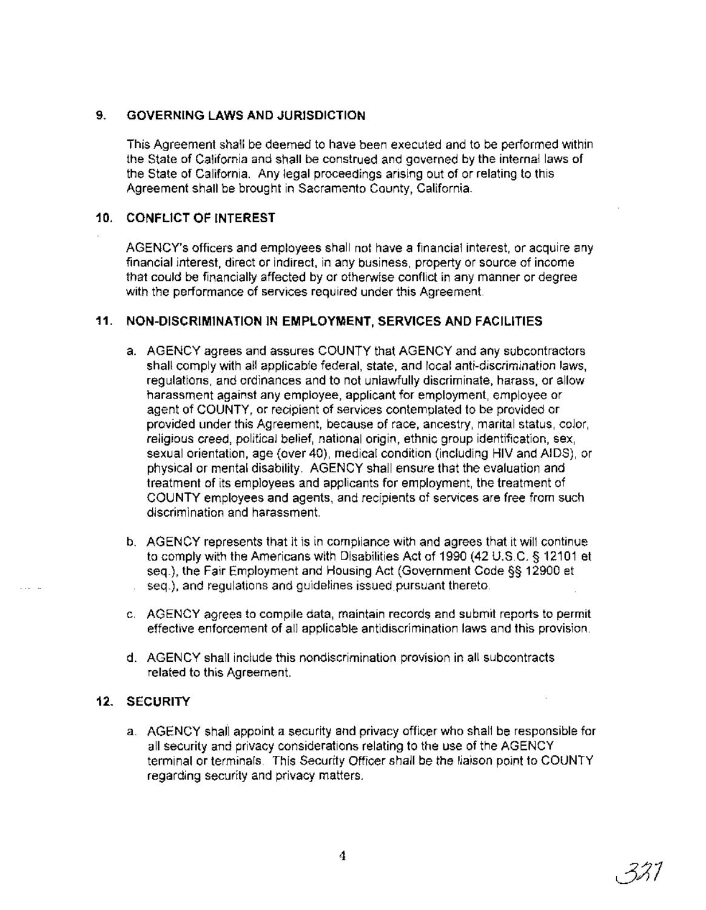## 9. GOVERNING LAWS AND JURISDICTION

This Agreement shall be deemed to have been executed and to be performed within the State of California and shall be construed and governed by the internal laws of the State of California. Any legal proceedings arising out of or relating to this Agreement shall be brought in Sacramento County, California.

## 10. CONFLICT OF INTEREST

AGENCY's officers and employees shall not have a financial interest, or acquire any financial interest, direct or indirect, in any business, property or source of income that could be financially affected by or otherwise conflict in any manner or degree with the performance of services required under this Agreement.

## 11. NON-DISCRIMINATION IN EMPLOYMENT, SERVICES AND FACILITIES

a. AGENCY agrees and assures COUNTY that AGENCY and any subcontractors shall comply with all applicable federal, state, and local anti-discrimination laws, regulations, and ordinances and to not unlawfully discriminate, harass, or allow harassment against any employee, applicant for employment, employee or agent of COUNTY, or recipient of services contemplated to be provided or provided under this Agreement, because of race, ancestry, marital status, color, religious creed, political belief, national origin, ethnic group identification, sex, sexual orientation, age (over 40), medical condition (including HIV and AIDS), or physical or mental disability. AGENCY shall ensure that the evaluation and treatment of its employees and applicants for employment, the treatment of COUNTY employees and agents, and recipients of services are free from such discrimination and harassment.

b. AGENCY represents that it is in compliance with and agrees that it will continue to comply with the Americans with Disabilities Act of 1990 (42 U.S.C. § 12101 et seq.), the Fair Employment and Housing Act (Government Code §§ 12900 et seq.), and regulations and guidelines issued pursuant thereto.

c. AGENCY agrees to compile data, maintain records and submit reports to permit effective enforcement of all applicable antidiscrimination laws and this provision.

d. AGENCY shall include this nondiscrimination provision in all subcontracts related to this Agreement.

## 12. SECURITY

a. AGENCY shall appoint a security and privacy officer who shall be responsible for all security and privacy considerations relating to the use of the AGENCY terminal or terminals. This Security Officer shall be the liaison point to COUNTY regarding security and privacy matters.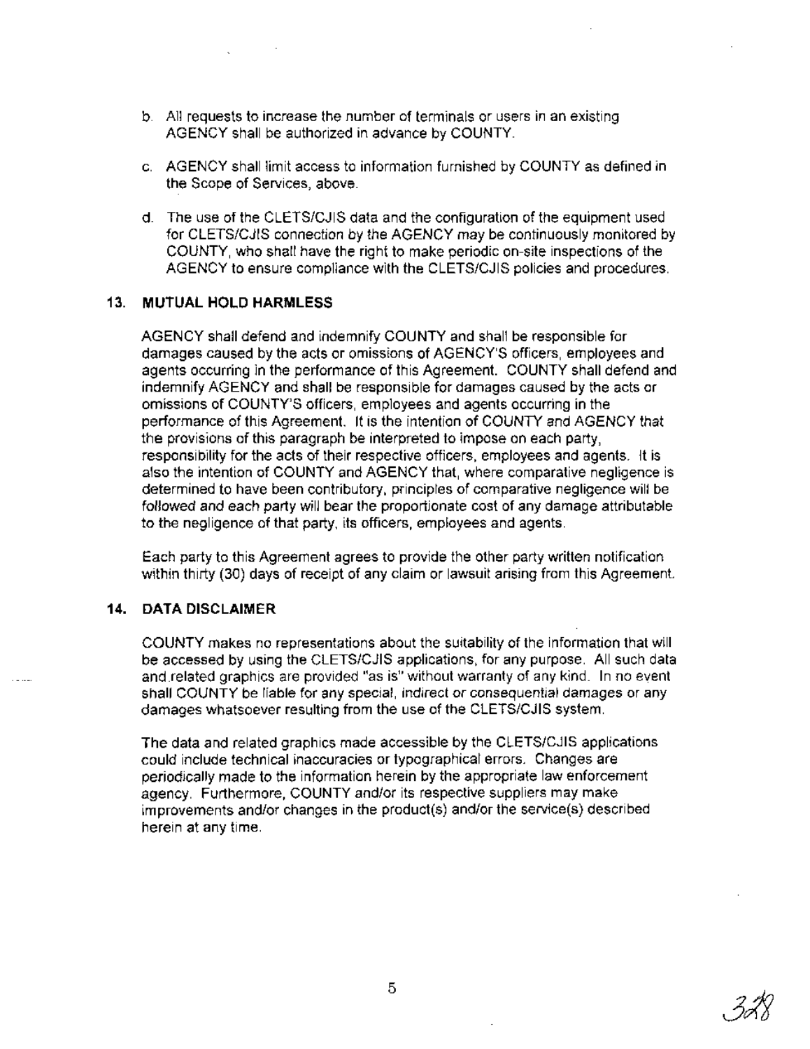b. All requests to increase the number of terminals or users in an existing AGENCY shall be authorized in advance by COUNTY.

c. AGENCY shall limit access to information furnished by COUNTY as defined in the Scope of Services, above.

d. The use of the CLETS/CJIS data and the configuration of the equipment used for CLETS/CJIS connection by the AGENCY may be continuously monitored by COUNTY, who shall have the right to make periodic on-site inspections of the AGENCY to ensure compliance with the CLETS/CJIS policies and procedures.

## 13. MUTUAL HOLD HARMLESS

AGENCY shall defend and indemnify COUNTY and shall be responsible for damages caused by the acts or omissions of AGENCY'S officers, employees and agents occurring in the performance of this Agreement. COUNTY shall defend and indemnify AGENCY and shall be responsible for damages caused by the acts or omissions of COUNTY'S officers, employees and agents occurring in the performance of this Agreement. It is the intention of COUNTY and AGENCY that the provisions of this paragraph be interpreted to impose on each party, responsibility for the acts of their respective officers, employees and agents. It is also the intention of COUNTY and AGENCY that, where comparative negligence is determined to have been contributory, principles of comparative negligence will be followed and each party will bear the proportionate cost of any damage attributable to the negligence of that party, its officers, employees and agents.

Each party to this Agreement agrees to provide the other party written notification within thirty (30) days of receipt of any claim or lawsuit arising from this Agreement.

## 14. DATA DISCLAIMER

COUNTY makes no representations about the suitability of the information that will be accessed by using the CLETS/CJIS applications, for any purpose. All such data and related graphics are provided "as is" without warranty of any kind. In no event shall COUNTY be liable for any special, indirect or consequential damages or any damages whatsoever resulting from the use of the CLETS/CJIS system.

The data and related graphics made accessible by the CLETS/CJIS applications could include technical inaccuracies or typographical errors. Changes are periodically made to the information herein by the appropriate law enforcement agency. Furthermore, COUNTY and/or its respective suppliers may make improvements and/or changes in the product(s) and/or the service(s) described herein at any time.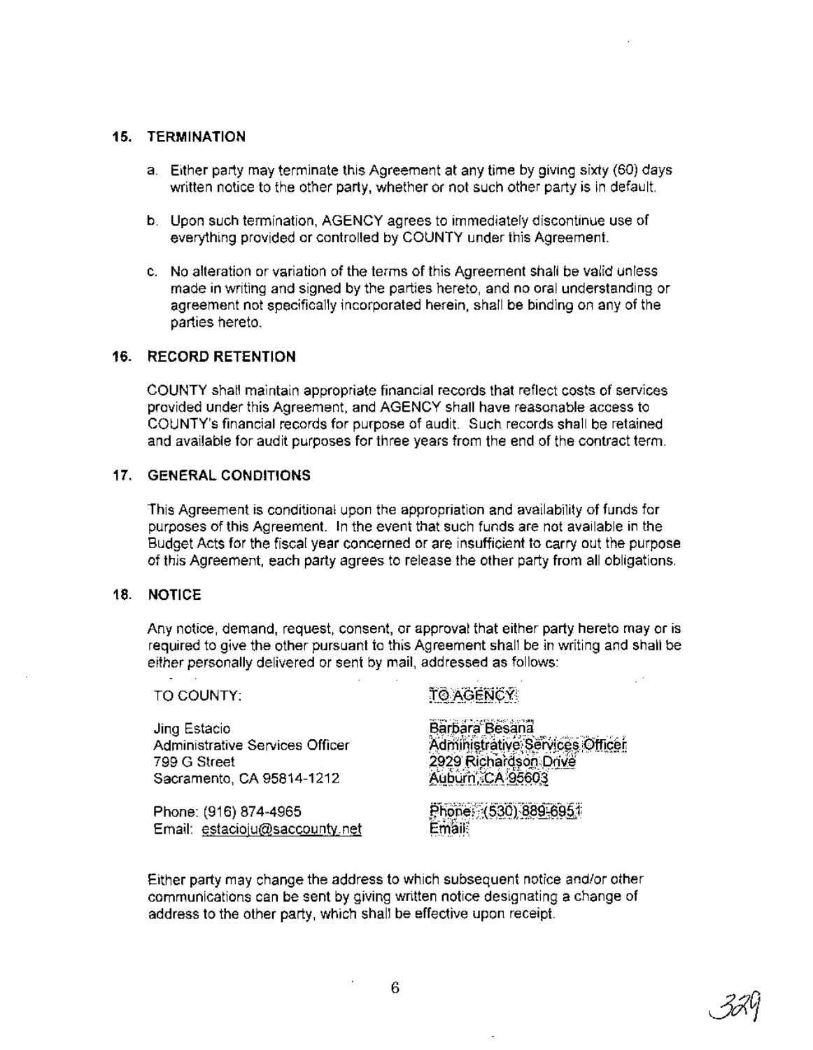## 15. TERMINATION

a. Either party may terminate this Agreement at any time by giving sixty (60) days written notice to the other party, whether or not such other party is in default.

b. Upon such termination, AGENCY agrees to immediately discontinue use of everything provided or controlled by COUNTY under this Agreement.

c. No alteration or variation of the terms of this Agreement shall be valid unless made in writing and signed by the parties hereto, and no oral understanding or agreement not specifically incorporated herein, shall be binding on any of the parties hereto.

## 16. RECORD RETENTION

COUNTY shall maintain appropriate financial records that reflect costs of services provided under this Agreement, and AGENCY shall have reasonable access to COUNTY's financial records for purpose of audit. Such records shall be retained and available for audit purposes for three years from the end of the contract term.

## 17. GENERAL CONDITIONS

This Agreement is conditional upon the appropriation and availability of funds for purposes of this Agreement. In the event that such funds are not available in the Budget Acts for the fiscal year concerned or are insufficient to carry out the purpose of this Agreement, each party agrees to release the other party from all obligations.

## 18. NOTICE

Any notice, demand, request, consent, or approval that either party hereto may or is required to give the other pursuant to this Agreement shall be in writing and shall be either personally delivered or sent by mail, addressed as follows:

| TO COUNTY: | TO AGENCY: |
|---|---|
| Jing Estacio<br>Administrative Services Officer<br>799 G Street<br>Sacramento, CA 95814-1212 | Barbara Besana<br>Administrative Services Officer<br>2929 Richardson Drive<br>Auburn, CA 95603 |
| Phone: (916) 874-4965<br>Email: estacioju@saccounty.net | Phone: (530) 889-6951<br>Email: |

Either party may change the address to which subsequent notice and/or other communications can be sent by giving written notice designating a change of address to the other party, which shall be effective upon receipt.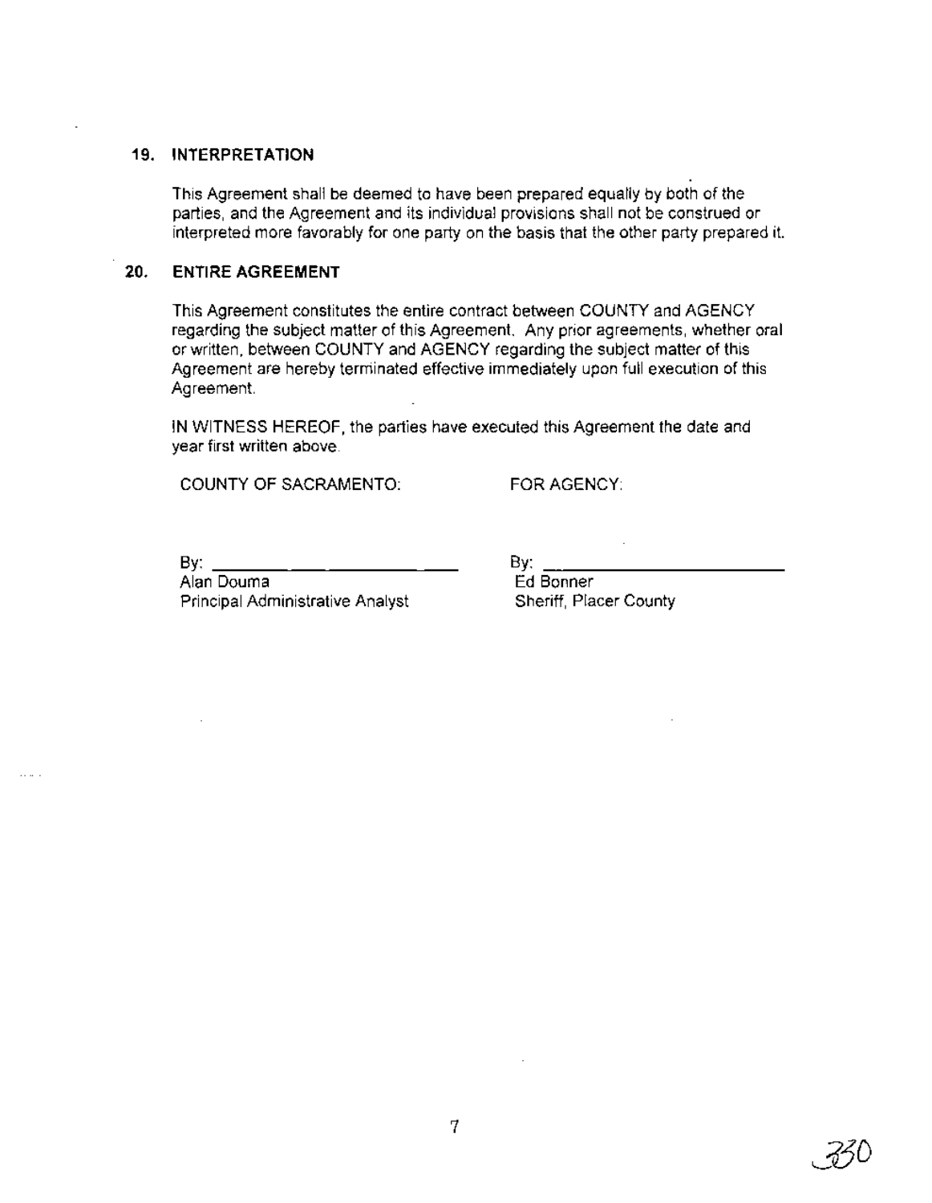## 19. INTERPRETATION

This Agreement shall be deemed to have been prepared equally by both of the parties, and the Agreement and its individual provisions shall not be construed or interpreted more favorably for one party on the basis that the other party prepared it.

## 20. ENTIRE AGREEMENT

This Agreement constitutes the entire contract between COUNTY and AGENCY regarding the subject matter of this Agreement. Any prior agreements, whether oral or written, between COUNTY and AGENCY regarding the subject matter of this Agreement are hereby terminated effective immediately upon full execution of this Agreement.

IN WITNESS HEREOF, the parties have executed this Agreement the date and year first written above.

COUNTY OF SACRAMENTO:

By: ______________________________
Alan Douma
Principal Administrative Analyst

FOR AGENCY:

By: ______________________________
Ed Bonner
Sheriff, Placer County

330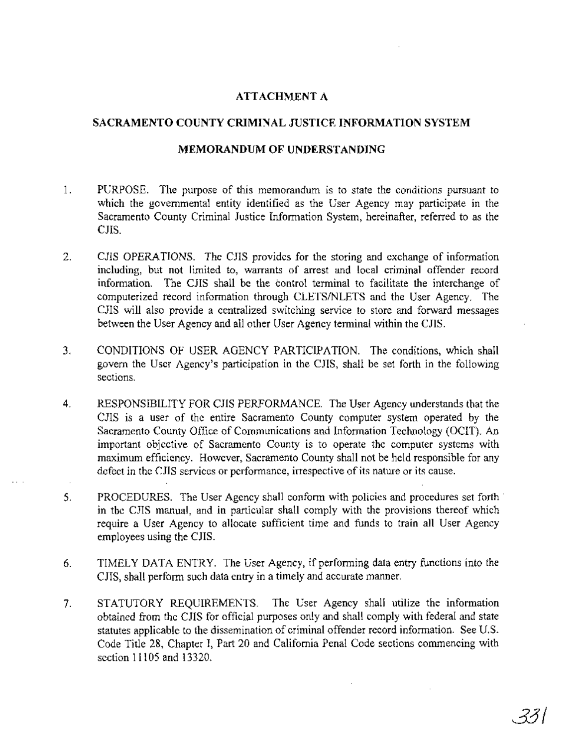# ATTACHMENT A

## SACRAMENTO COUNTY CRIMINAL JUSTICE INFORMATION SYSTEM

## MEMORANDUM OF UNDERSTANDING

1. PURPOSE. The purpose of this memorandum is to state the conditions pursuant to which the governmental entity identified as the User Agency may participate in the Sacramento County Criminal Justice Information System, hereinafter, referred to as the CJIS.

2. CJIS OPERATIONS. The CJIS provides for the storing and exchange of information including, but not limited to, warrants of arrest and local criminal offender record information. The CJIS shall be the control terminal to facilitate the interchange of computerized record information through CLETS/NLETS and the User Agency. The CJIS will also provide a centralized switching service to store and forward messages between the User Agency and all other User Agency terminal within the CJIS.

3. CONDITIONS OF USER AGENCY PARTICIPATION. The conditions, which shall govern the User Agency's participation in the CJIS, shall be set forth in the following sections.

4. RESPONSIBILITY FOR CJIS PERFORMANCE. The User Agency understands that the CJIS is a user of the entire Sacramento County computer system operated by the Sacramento County Office of Communications and Information Technology (OCIT). An important objective of Sacramento County is to operate the computer systems with maximum efficiency. However, Sacramento County shall not be held responsible for any defect in the CJIS services or performance, irrespective of its nature or its cause.

5. PROCEDURES. The User Agency shall conform with policies and procedures set forth in the CJIS manual, and in particular shall comply with the provisions thereof which require a User Agency to allocate sufficient time and funds to train all User Agency employees using the CJIS.

6. TIMELY DATA ENTRY. The User Agency, if performing data entry functions into the CJIS, shall perform such data entry in a timely and accurate manner.

7. STATUTORY REQUIREMENTS. The User Agency shall utilize the information obtained from the CJIS for official purposes only and shall comply with federal and state statutes applicable to the dissemination of criminal offender record information. See U.S. Code Title 28, Chapter I, Part 20 and California Penal Code sections commencing with section 11105 and 13320.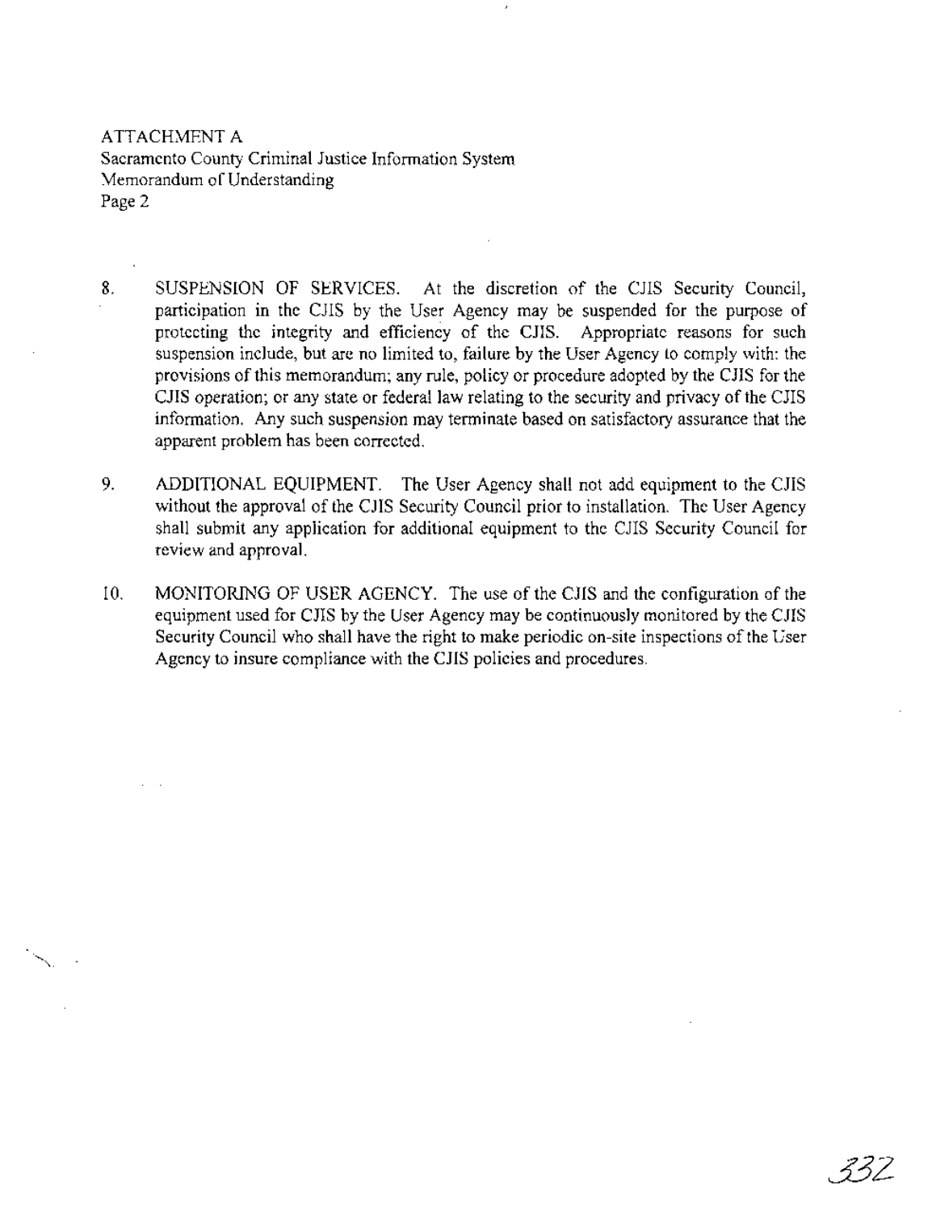ATTACHMENT A
Sacramento County Criminal Justice Information System
Memorandum of Understanding
Page 2

8. SUSPENSION OF SERVICES. At the discretion of the CJIS Security Council, participation in the CJIS by the User Agency may be suspended for the purpose of protecting the integrity and efficiency of the CJIS. Appropriate reasons for such suspension include, but are no limited to, failure by the User Agency to comply with: the provisions of this memorandum; any rule, policy or procedure adopted by the CJIS for the CJIS operation; or any state or federal law relating to the security and privacy of the CJIS information. Any such suspension may terminate based on satisfactory assurance that the apparent problem has been corrected.

9. ADDITIONAL EQUIPMENT. The User Agency shall not add equipment to the CJIS without the approval of the CJIS Security Council prior to installation. The User Agency shall submit any application for additional equipment to the CJIS Security Council for review and approval.

10. MONITORING OF USER AGENCY. The use of the CJIS and the configuration of the equipment used for CJIS by the User Agency may be continuously monitored by the CJIS Security Council who shall have the right to make periodic on-site inspections of the User Agency to insure compliance with the CJIS policies and procedures.